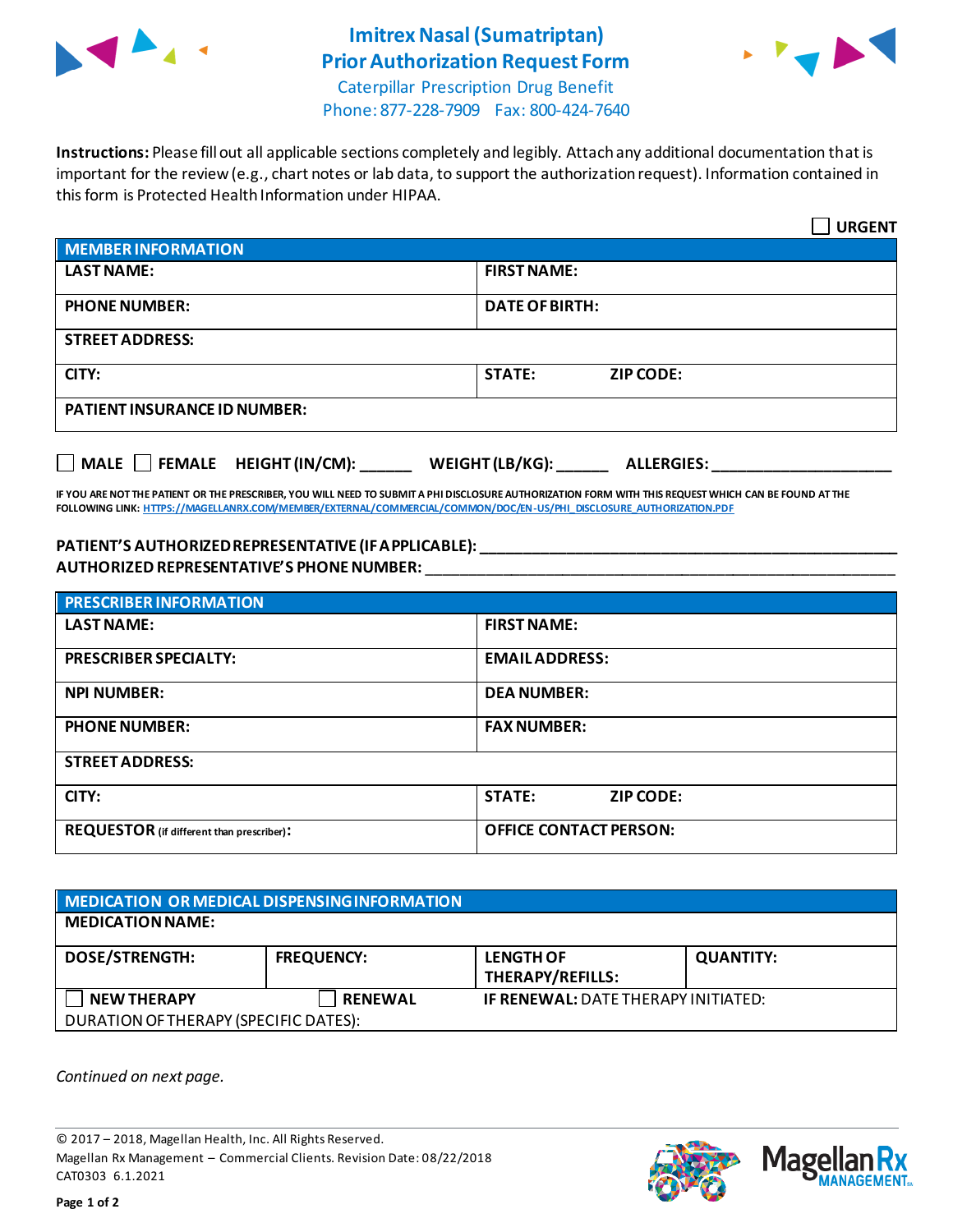# Imitrex Nasal (Sumatriptan)
# Prior Authorization Request Form

Caterpillar Prescription Drug Benefit
Phone: 877-228-7909 Fax: 800-424-7640

**Instructions:** Please fill out all applicable sections completely and legibly. Attach any additional documentation that is important for the review (e.g., chart notes or lab data, to support the authorization request). Information contained in this form is Protected Health Information under HIPAA.

☐ **URGENT**

| **MEMBER INFORMATION** | |
|---|---|
| **LAST NAME:** | **FIRST NAME:** |
| **PHONE NUMBER:** | **DATE OF BIRTH:** |
| **STREET ADDRESS:** | |
| **CITY:** | **STATE:** **ZIP CODE:** |
| **PATIENT INSURANCE ID NUMBER:** | |

☐ **MALE** ☐ **FEMALE** **HEIGHT (IN/CM):** ______ **WEIGHT (LB/KG):** ______ **ALLERGIES:** ____________________

**IF YOU ARE NOT THE PATIENT OR THE PRESCRIBER, YOU WILL NEED TO SUBMIT A PHI DISCLOSURE AUTHORIZATION FORM WITH THIS REQUEST WHICH CAN BE FOUND AT THE FOLLOWING LINK: HTTPS://MAGELLANRX.COM/MEMBER/EXTERNAL/COMMERCIAL/COMMON/DOC/EN-US/PHI_DISCLOSURE_AUTHORIZATION.PDF**

**PATIENT'S AUTHORIZED REPRESENTATIVE (IF APPLICABLE):** ____________________________________________
**AUTHORIZED REPRESENTATIVE'S PHONE NUMBER:** ____________________________________________

| **PRESCRIBER INFORMATION** | |
|---|---|
| **LAST NAME:** | **FIRST NAME:** |
| **PRESCRIBER SPECIALTY:** | **EMAIL ADDRESS:** |
| **NPI NUMBER:** | **DEA NUMBER:** |
| **PHONE NUMBER:** | **FAX NUMBER:** |
| **STREET ADDRESS:** | |
| **CITY:** | **STATE:** **ZIP CODE:** |
| **REQUESTOR** (if different than prescriber): | **OFFICE CONTACT PERSON:** |

| **MEDICATION OR MEDICAL DISPENSING INFORMATION** | | | |
|---|---|---|---|
| **MEDICATION NAME:** | | | |
| **DOSE/STRENGTH:** | **FREQUENCY:** | **LENGTH OF THERAPY/REFILLS:** | **QUANTITY:** |
| ☐ **NEW THERAPY** | ☐ **RENEWAL** | **IF RENEWAL:** DATE THERAPY INITIATED: | |
| DURATION OF THERAPY (SPECIFIC DATES): | | | |

*Continued on next page.*

© 2017 – 2018, Magellan Health, Inc. All Rights Reserved.
Magellan Rx Management – Commercial Clients. Revision Date: 08/22/2018
CAT0303 6.1.2021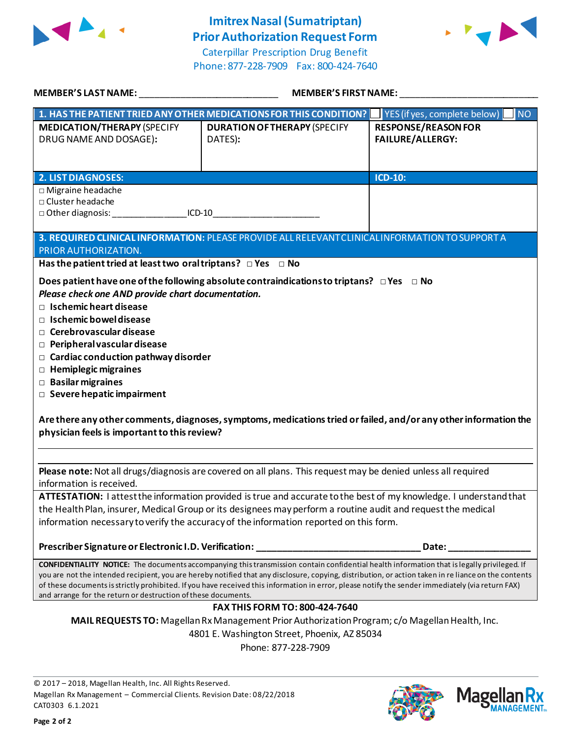# Imitrex Nasal (Sumatriptan)
# Prior Authorization Request Form

Caterpillar Prescription Drug Benefit
Phone: 877-228-7909 Fax: 800-424-7640

**MEMBER'S LAST NAME:** ___________________________ **MEMBER'S FIRST NAME:** ___________________________

| **1. HAS THE PATIENT TRIED ANY OTHER MEDICATIONS FOR THIS CONDITION?** ☐ YES (if yes, complete below) ☐ NO | | |
|---|---|---|
| **MEDICATION/THERAPY** (SPECIFY DRUG NAME AND DOSAGE): | **DURATION OF THERAPY** (SPECIFY DATES): | **RESPONSE/REASON FOR FAILURE/ALLERGY:** |

| **2. LIST DIAGNOSES:** | **ICD-10:** |
|---|---|
| □ Migraine headache<br>□ Cluster headache<br>□ Other diagnosis: _______________ICD-10______________________ | |

**3. REQUIRED CLINICAL INFORMATION:** PLEASE PROVIDE ALL RELEVANT CLINICAL INFORMATION TO SUPPORT A PRIOR AUTHORIZATION.

**Has the patient tried at least two oral triptans?** □ **Yes** □ **No**

**Does patient have one of the following absolute contraindications to triptans?** □ **Yes** □ **No**
***Please check one AND provide chart documentation.***

- □ **Ischemic heart disease**
- □ **Ischemic bowel disease**
- □ **Cerebrovascular disease**
- □ **Peripheral vascular disease**
- □ **Cardiac conduction pathway disorder**
- □ **Hemiplegic migraines**
- □ **Basilar migraines**
- □ **Severe hepatic impairment**

**Are there any other comments, diagnoses, symptoms, medications tried or failed, and/or any other information the physician feels is important to this review?**

___

**Please note:** Not all drugs/diagnosis are covered on all plans. This request may be denied unless all required information is received.

**ATTESTATION:** I attest the information provided is true and accurate to the best of my knowledge. I understand that the Health Plan, insurer, Medical Group or its designees may perform a routine audit and request the medical information necessary to verify the accuracy of the information reported on this form.

**Prescriber Signature or Electronic I.D. Verification:** ________________________________ **Date:** ________________

**CONFIDENTIALITY NOTICE:** The documents accompanying this transmission contain confidential health information that is legally privileged. If you are not the intended recipient, you are hereby notified that any disclosure, copying, distribution, or action taken in re liance on the contents of these documents is strictly prohibited. If you have received this information in error, please notify the sender immediately (via return FAX) and arrange for the return or destruction of these documents.

**FAX THIS FORM TO: 800-424-7640**

**MAIL REQUESTS TO:** Magellan Rx Management Prior Authorization Program; c/o Magellan Health, Inc.
4801 E. Washington Street, Phoenix, AZ 85034
Phone: 877-228-7909

© 2017 – 2018, Magellan Health, Inc. All Rights Reserved.
Magellan Rx Management – Commercial Clients. Revision Date: 08/22/2018
CAT0303 6.1.2021